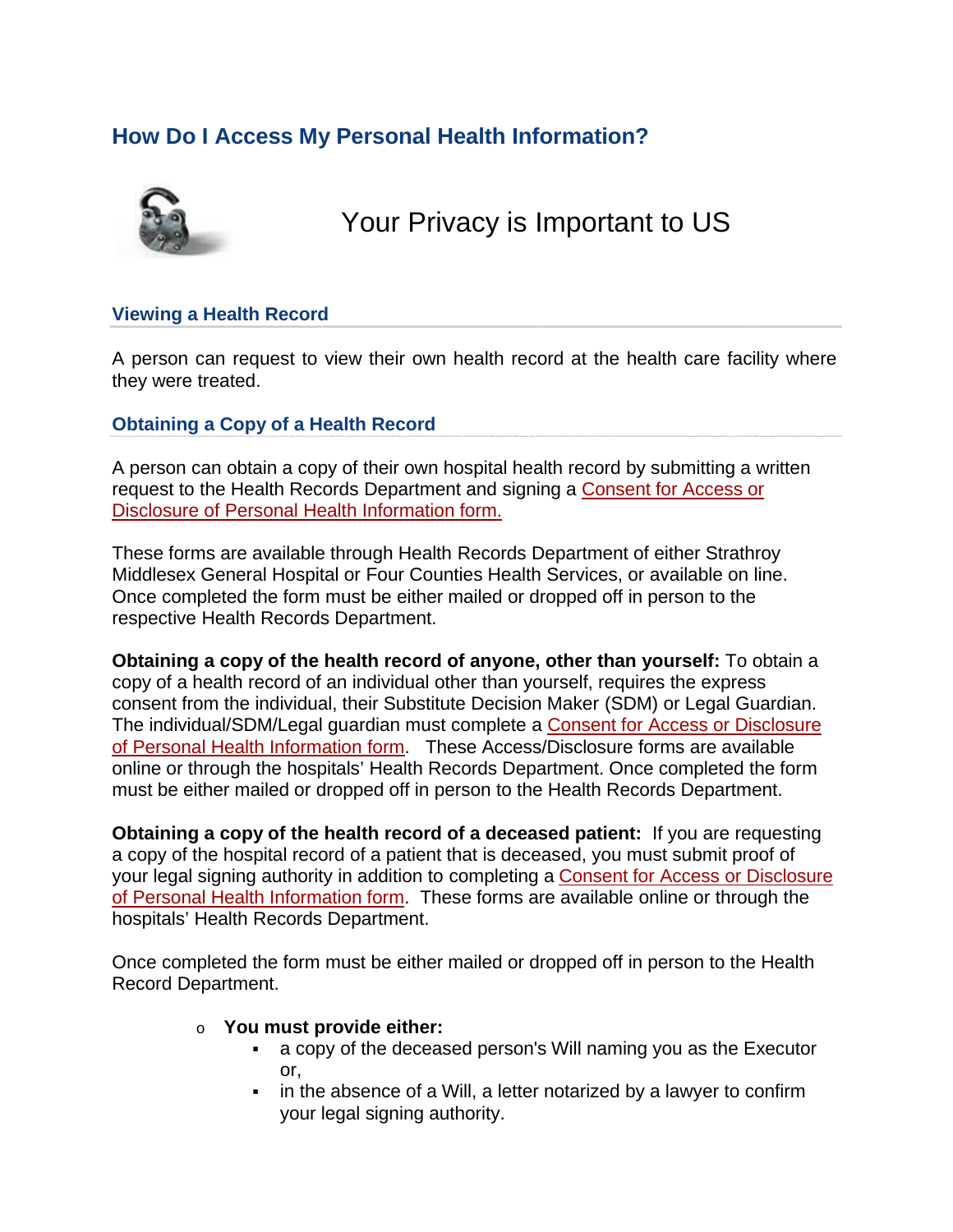## How Do I Access My Personal Health Information?

Your Privacy is Important to US

### Viewing a Health Record

A person can request to view their own health record at the health care facility where they were treated.

### Obtaining a Copy of a Health Record

A person can obtain a copy of their own hospital health record by submitting a written request to the Health Records Department and signing a Consent for Access or Disclosure of Personal Health Information form.

These forms are available through Health Records Department of either Strathroy Middlesex General Hospital or Four Counties Health Services, or available on line. Once completed the form must be either mailed or dropped off in person to the respective Health Records Department.

**Obtaining a copy of the health record of anyone, other than yourself:** To obtain a copy of a health record of an individual other than yourself, requires the express consent from the individual, their Substitute Decision Maker (SDM) or Legal Guardian. The individual/SDM/Legal guardian must complete a Consent for Access or Disclosure of Personal Health Information form. These Access/Disclosure forms are available online or through the hospitals' Health Records Department. Once completed the form must be either mailed or dropped off in person to the Health Records Department.

**Obtaining a copy of the health record of a deceased patient:** If you are requesting a copy of the hospital record of a patient that is deceased, you must submit proof of your legal signing authority in addition to completing a Consent for Access or Disclosure of Personal Health Information form. These forms are available online or through the hospitals' Health Records Department.

Once completed the form must be either mailed or dropped off in person to the Health Record Department.

- **You must provide either:**
  - a copy of the deceased person's Will naming you as the Executor or,
  - in the absence of a Will, a letter notarized by a lawyer to confirm your legal signing authority.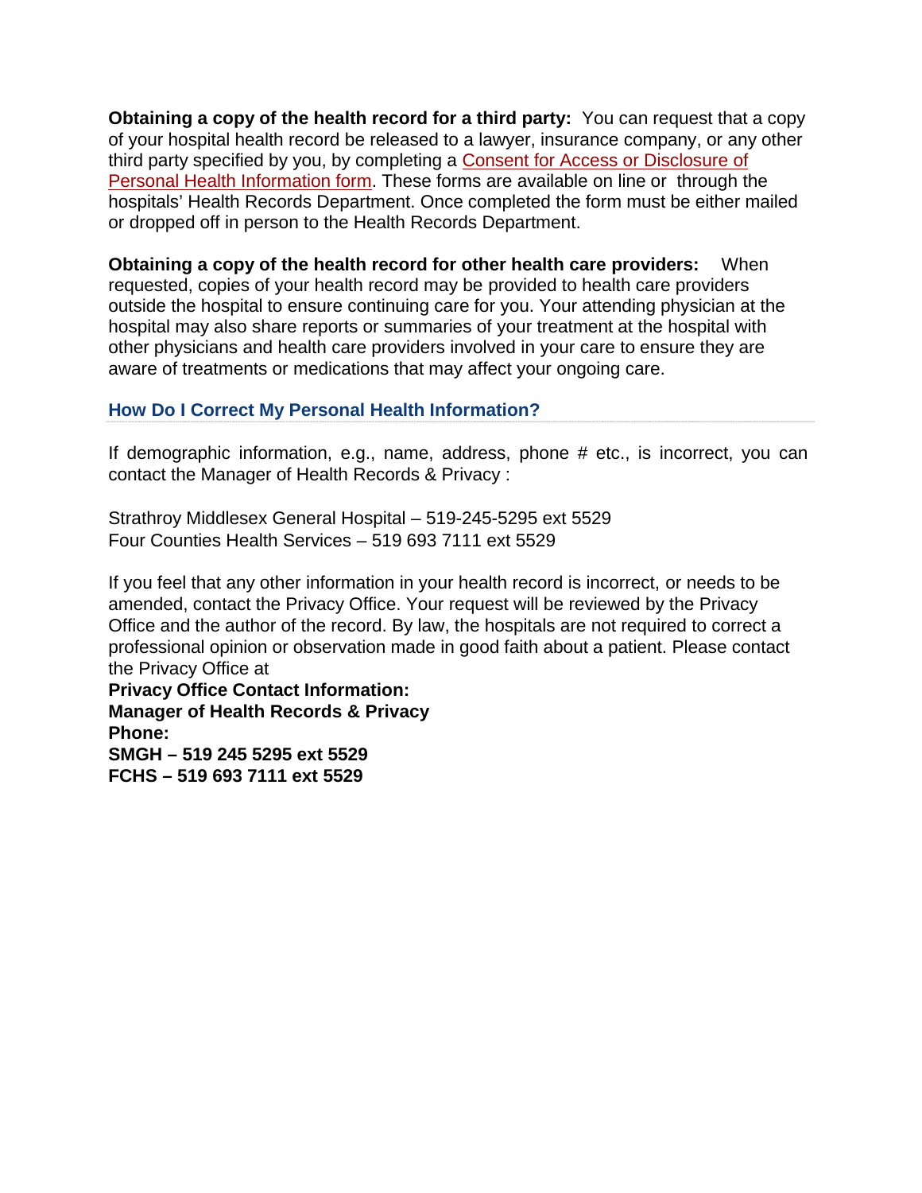**Obtaining a copy of the health record for a third party:** You can request that a copy of your hospital health record be released to a lawyer, insurance company, or any other third party specified by you, by completing a Consent for Access or Disclosure of Personal Health Information form. These forms are available on line or through the hospitals' Health Records Department. Once completed the form must be either mailed or dropped off in person to the Health Records Department.

**Obtaining a copy of the health record for other health care providers:** When requested, copies of your health record may be provided to health care providers outside the hospital to ensure continuing care for you. Your attending physician at the hospital may also share reports or summaries of your treatment at the hospital with other physicians and health care providers involved in your care to ensure they are aware of treatments or medications that may affect your ongoing care.

## How Do I Correct My Personal Health Information?

If demographic information, e.g., name, address, phone # etc., is incorrect, you can contact the Manager of Health Records & Privacy :

Strathroy Middlesex General Hospital – 519-245-5295 ext 5529
Four Counties Health Services – 519 693 7111 ext 5529

If you feel that any other information in your health record is incorrect, or needs to be amended, contact the Privacy Office. Your request will be reviewed by the Privacy Office and the author of the record. By law, the hospitals are not required to correct a professional opinion or observation made in good faith about a patient. Please contact the Privacy Office at

**Privacy Office Contact Information:**
**Manager of Health Records & Privacy**
**Phone:**
**SMGH – 519 245 5295 ext 5529**
**FCHS – 519 693 7111 ext 5529**